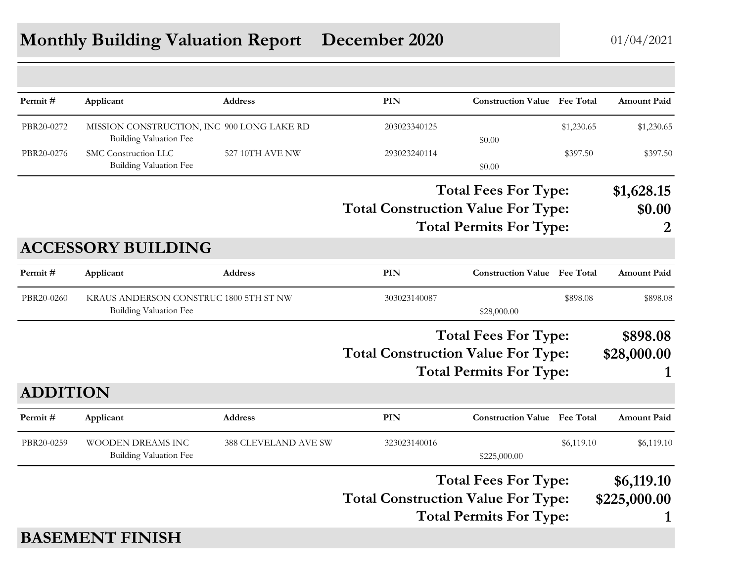# Monthly Building Valuation Report December 2020

01/04/2021

| Permit # | Applicant | Address | PIN | Construction Value | Fee Total | Amount Paid |
|---|---|---|---|---|---|---|
| PBR20-0272 | MISSION CONSTRUCTION, INC | 900 LONG LAKE RD | 203023340125 | | $1,230.65 | $1,230.65 |
| | Building Valuation Fee | | | $0.00 | | |
| PBR20-0276 | SMC Construction LLC | 527 10TH AVE NW | 293023240114 | | $397.50 | $397.50 |
| | Building Valuation Fee | | | $0.00 | | |

**Total Fees For Type: $1,628.15**
**Total Construction Value For Type: $0.00**
**Total Permits For Type: 2**

## ACCESSORY BUILDING

| Permit # | Applicant | Address | PIN | Construction Value | Fee Total | Amount Paid |
|---|---|---|---|---|---|---|
| PBR20-0260 | KRAUS ANDERSON CONSTRUC | 1800 5TH ST NW | 303023140087 | | $898.08 | $898.08 |
| | Building Valuation Fee | | | $28,000.00 | | |

**Total Fees For Type: $898.08**
**Total Construction Value For Type: $28,000.00**
**Total Permits For Type: 1**

## ADDITION

| Permit # | Applicant | Address | PIN | Construction Value | Fee Total | Amount Paid |
|---|---|---|---|---|---|---|
| PBR20-0259 | WOODEN DREAMS INC | 388 CLEVELAND AVE SW | 323023140016 | | $6,119.10 | $6,119.10 |
| | Building Valuation Fee | | | $225,000.00 | | |

**Total Fees For Type: $6,119.10**
**Total Construction Value For Type: $225,000.00**
**Total Permits For Type: 1**

## BASEMENT FINISH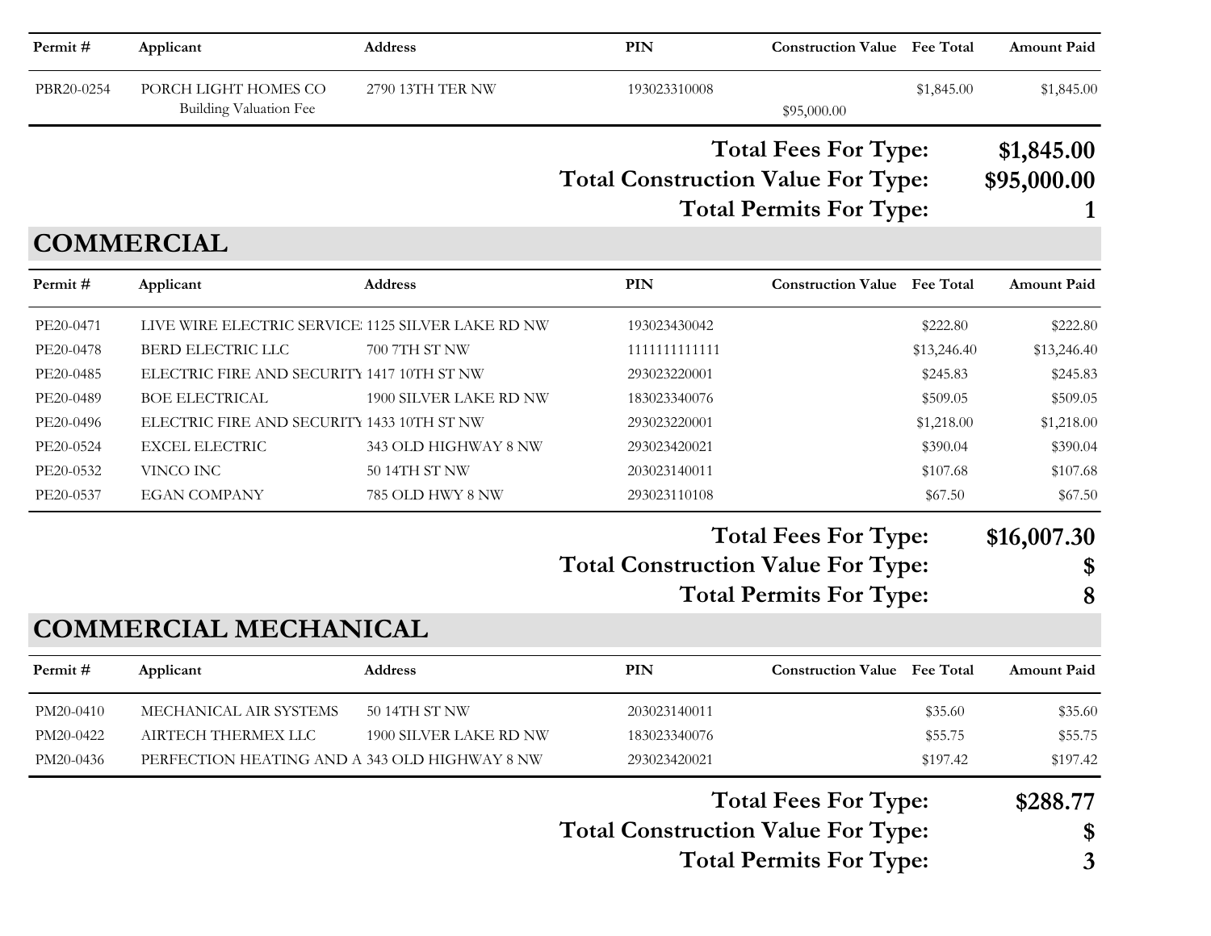| Permit # | Applicant | Address | PIN | Construction Value | Fee Total | Amount Paid |
|---|---|---|---|---|---|---|
| PBR20-0254 | PORCH LIGHT HOMES CO<br>Building Valuation Fee | 2790 13TH TER NW | 193023310008 | $95,000.00 | $1,845.00 | $1,845.00 |

**Total Fees For Type:** **$1,845.00**
**Total Construction Value For Type:** **$95,000.00**
**Total Permits For Type:** **1**

## COMMERCIAL

| Permit # | Applicant | Address | PIN | Construction Value | Fee Total | Amount Paid |
|---|---|---|---|---|---|---|
| PE20-0471 | LIVE WIRE ELECTRIC SERVICE | 1125 SILVER LAKE RD NW | 193023430042 | | $222.80 | $222.80 |
| PE20-0478 | BERD ELECTRIC LLC | 700 7TH ST NW | 1111111111111 | | $13,246.40 | $13,246.40 |
| PE20-0485 | ELECTRIC FIRE AND SECURITY | 1417 10TH ST NW | 293023220001 | | $245.83 | $245.83 |
| PE20-0489 | BOE ELECTRICAL | 1900 SILVER LAKE RD NW | 183023340076 | | $509.05 | $509.05 |
| PE20-0496 | ELECTRIC FIRE AND SECURITY | 1433 10TH ST NW | 293023220001 | | $1,218.00 | $1,218.00 |
| PE20-0524 | EXCEL ELECTRIC | 343 OLD HIGHWAY 8 NW | 293023420021 | | $390.04 | $390.04 |
| PE20-0532 | VINCO INC | 50 14TH ST NW | 203023140011 | | $107.68 | $107.68 |
| PE20-0537 | EGAN COMPANY | 785 OLD HWY 8 NW | 293023110108 | | $67.50 | $67.50 |

**Total Fees For Type:** **$16,007.30**
**Total Construction Value For Type:** **$**
**Total Permits For Type:** **8**

## COMMERCIAL MECHANICAL

| Permit # | Applicant | Address | PIN | Construction Value | Fee Total | Amount Paid |
|---|---|---|---|---|---|---|
| PM20-0410 | MECHANICAL AIR SYSTEMS | 50 14TH ST NW | 203023140011 | | $35.60 | $35.60 |
| PM20-0422 | AIRTECH THERMEX LLC | 1900 SILVER LAKE RD NW | 183023340076 | | $55.75 | $55.75 |
| PM20-0436 | PERFECTION HEATING AND A | 343 OLD HIGHWAY 8 NW | 293023420021 | | $197.42 | $197.42 |

**Total Fees For Type:** **$288.77**
**Total Construction Value For Type:** **$**
**Total Permits For Type:** **3**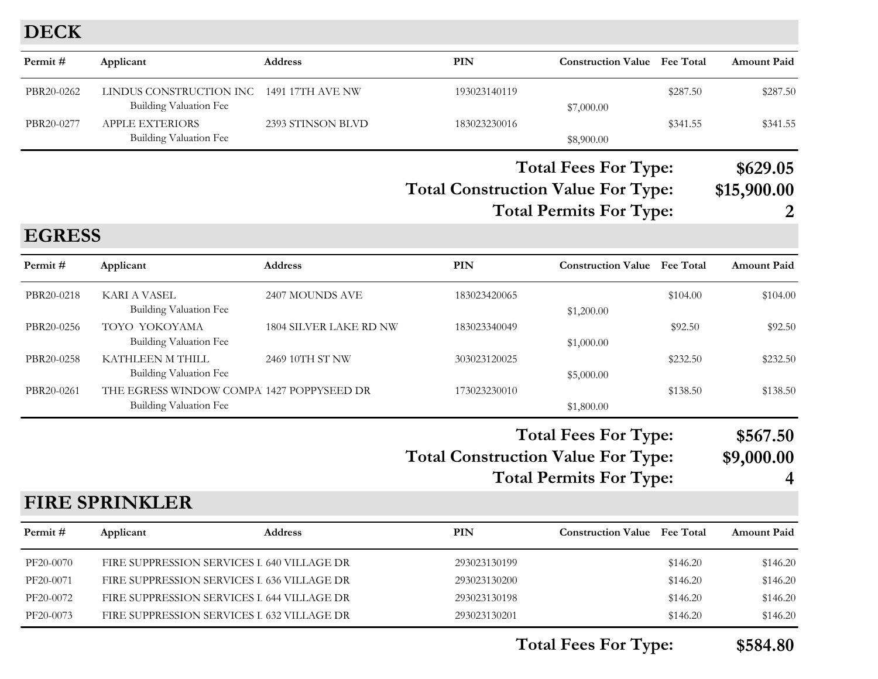## DECK

| Permit # | Applicant | Address | PIN | Construction Value | Fee Total | Amount Paid |
|---|---|---|---|---|---|---|
| PBR20-0262 | LINDUS CONSTRUCTION INC | 1491 17TH AVE NW | 193023140119 | | $287.50 | $287.50 |
| | Building Valuation Fee | | | $7,000.00 | | |
| PBR20-0277 | APPLE EXTERIORS | 2393 STINSON BLVD | 183023230016 | | $341.55 | $341.55 |
| | Building Valuation Fee | | | $8,900.00 | | |

**Total Fees For Type: $629.05**
**Total Construction Value For Type: $15,900.00**
**Total Permits For Type: 2**

## EGRESS

| Permit # | Applicant | Address | PIN | Construction Value | Fee Total | Amount Paid |
|---|---|---|---|---|---|---|
| PBR20-0218 | KARI A VASEL | 2407 MOUNDS AVE | 183023420065 | | $104.00 | $104.00 |
| | Building Valuation Fee | | | $1,200.00 | | |
| PBR20-0256 | TOYO YOKOYAMA | 1804 SILVER LAKE RD NW | 183023340049 | | $92.50 | $92.50 |
| | Building Valuation Fee | | | $1,000.00 | | |
| PBR20-0258 | KATHLEEN M THILL | 2469 10TH ST NW | 303023120025 | | $232.50 | $232.50 |
| | Building Valuation Fee | | | $5,000.00 | | |
| PBR20-0261 | THE EGRESS WINDOW COMPA | 1427 POPPYSEED DR | 173023230010 | | $138.50 | $138.50 |
| | Building Valuation Fee | | | $1,800.00 | | |

**Total Fees For Type: $567.50**
**Total Construction Value For Type: $9,000.00**
**Total Permits For Type: 4**

## FIRE SPRINKLER

| Permit # | Applicant | Address | PIN | Construction Value | Fee Total | Amount Paid |
|---|---|---|---|---|---|---|
| PF20-0070 | FIRE SUPPRESSION SERVICES I | 640 VILLAGE DR | 293023130199 | | $146.20 | $146.20 |
| PF20-0071 | FIRE SUPPRESSION SERVICES I | 636 VILLAGE DR | 293023130200 | | $146.20 | $146.20 |
| PF20-0072 | FIRE SUPPRESSION SERVICES I | 644 VILLAGE DR | 293023130198 | | $146.20 | $146.20 |
| PF20-0073 | FIRE SUPPRESSION SERVICES I | 632 VILLAGE DR | 293023130201 | | $146.20 | $146.20 |

**Total Fees For Type: $584.80**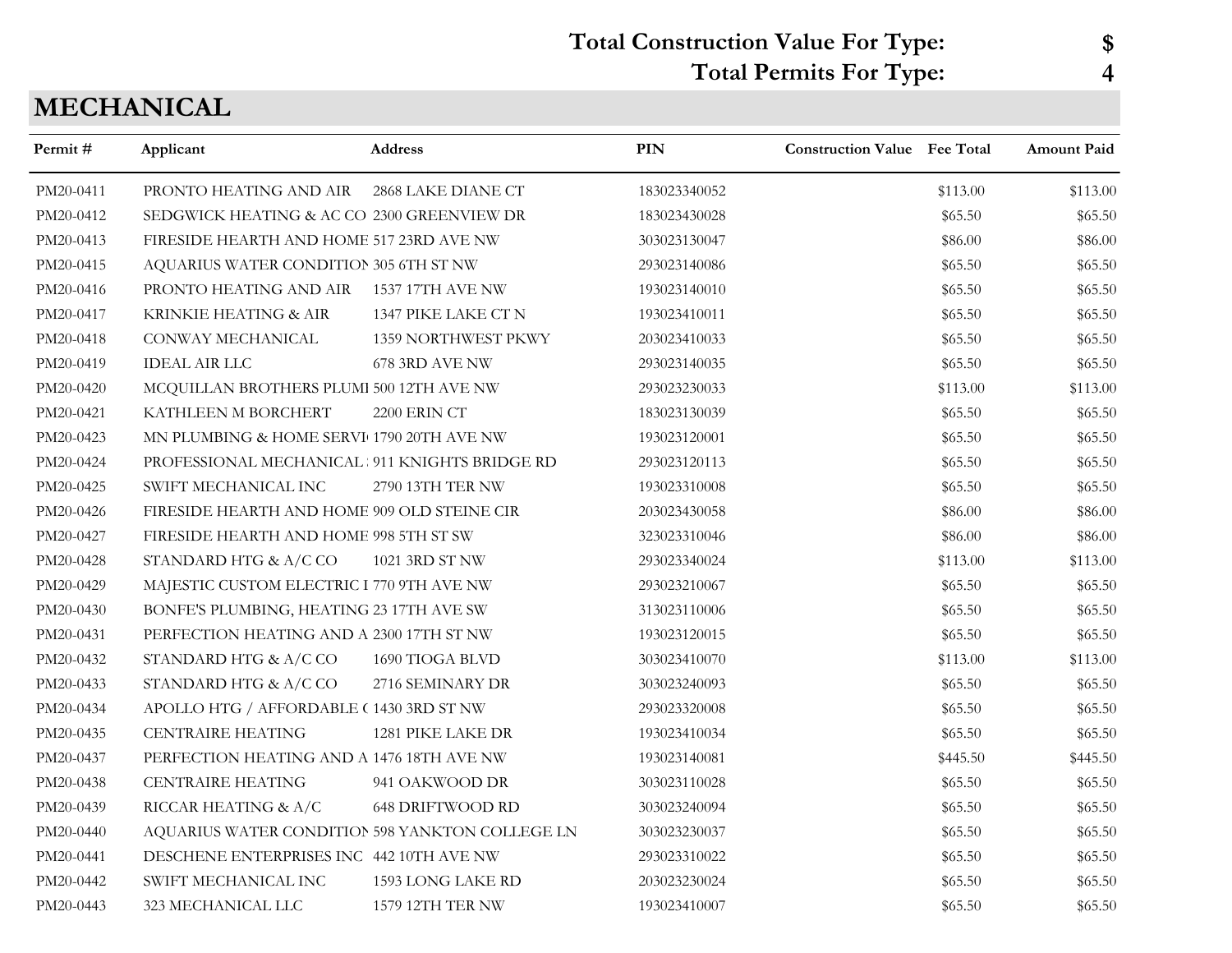**Total Construction Value For Type:** **$**

**Total Permits For Type:** **4**

## MECHANICAL

| Permit # | Applicant | Address | PIN | Construction Value | Fee Total | Amount Paid |
|---|---|---|---|---|---|---|
| PM20-0411 | PRONTO HEATING AND AIR | 2868 LAKE DIANE CT | 183023340052 | | $113.00 | $113.00 |
| PM20-0412 | SEDGWICK HEATING & AC CO | 2300 GREENVIEW DR | 183023430028 | | $65.50 | $65.50 |
| PM20-0413 | FIRESIDE HEARTH AND HOME | 517 23RD AVE NW | 303023130047 | | $86.00 | $86.00 |
| PM20-0415 | AQUARIUS WATER CONDITION | 305 6TH ST NW | 293023140086 | | $65.50 | $65.50 |
| PM20-0416 | PRONTO HEATING AND AIR | 1537 17TH AVE NW | 193023140010 | | $65.50 | $65.50 |
| PM20-0417 | KRINKIE HEATING & AIR | 1347 PIKE LAKE CT N | 193023410011 | | $65.50 | $65.50 |
| PM20-0418 | CONWAY MECHANICAL | 1359 NORTHWEST PKWY | 203023410033 | | $65.50 | $65.50 |
| PM20-0419 | IDEAL AIR LLC | 678 3RD AVE NW | 293023140035 | | $65.50 | $65.50 |
| PM20-0420 | MCQUILLAN BROTHERS PLUMI | 500 12TH AVE NW | 293023230033 | | $113.00 | $113.00 |
| PM20-0421 | KATHLEEN M BORCHERT | 2200 ERIN CT | 183023130039 | | $65.50 | $65.50 |
| PM20-0423 | MN PLUMBING & HOME SERVI | 1790 20TH AVE NW | 193023120001 | | $65.50 | $65.50 |
| PM20-0424 | PROFESSIONAL MECHANICAL | 911 KNIGHTS BRIDGE RD | 293023120113 | | $65.50 | $65.50 |
| PM20-0425 | SWIFT MECHANICAL INC | 2790 13TH TER NW | 193023310008 | | $65.50 | $65.50 |
| PM20-0426 | FIRESIDE HEARTH AND HOME | 909 OLD STEINE CIR | 203023430058 | | $86.00 | $86.00 |
| PM20-0427 | FIRESIDE HEARTH AND HOME | 998 5TH ST SW | 323023310046 | | $86.00 | $86.00 |
| PM20-0428 | STANDARD HTG & A/C CO | 1021 3RD ST NW | 293023340024 | | $113.00 | $113.00 |
| PM20-0429 | MAJESTIC CUSTOM ELECTRIC I | 770 9TH AVE NW | 293023210067 | | $65.50 | $65.50 |
| PM20-0430 | BONFE'S PLUMBING, HEATING | 23 17TH AVE SW | 313023110006 | | $65.50 | $65.50 |
| PM20-0431 | PERFECTION HEATING AND A | 2300 17TH ST NW | 193023120015 | | $65.50 | $65.50 |
| PM20-0432 | STANDARD HTG & A/C CO | 1690 TIOGA BLVD | 303023410070 | | $113.00 | $113.00 |
| PM20-0433 | STANDARD HTG & A/C CO | 2716 SEMINARY DR | 303023240093 | | $65.50 | $65.50 |
| PM20-0434 | APOLLO HTG / AFFORDABLE ( | 1430 3RD ST NW | 293023320008 | | $65.50 | $65.50 |
| PM20-0435 | CENTRAIRE HEATING | 1281 PIKE LAKE DR | 193023410034 | | $65.50 | $65.50 |
| PM20-0437 | PERFECTION HEATING AND A | 1476 18TH AVE NW | 193023140081 | | $445.50 | $445.50 |
| PM20-0438 | CENTRAIRE HEATING | 941 OAKWOOD DR | 303023110028 | | $65.50 | $65.50 |
| PM20-0439 | RICCAR HEATING & A/C | 648 DRIFTWOOD RD | 303023240094 | | $65.50 | $65.50 |
| PM20-0440 | AQUARIUS WATER CONDITION | 598 YANKTON COLLEGE LN | 303023230037 | | $65.50 | $65.50 |
| PM20-0441 | DESCHENE ENTERPRISES INC | 442 10TH AVE NW | 293023310022 | | $65.50 | $65.50 |
| PM20-0442 | SWIFT MECHANICAL INC | 1593 LONG LAKE RD | 203023230024 | | $65.50 | $65.50 |
| PM20-0443 | 323 MECHANICAL LLC | 1579 12TH TER NW | 193023410007 | | $65.50 | $65.50 |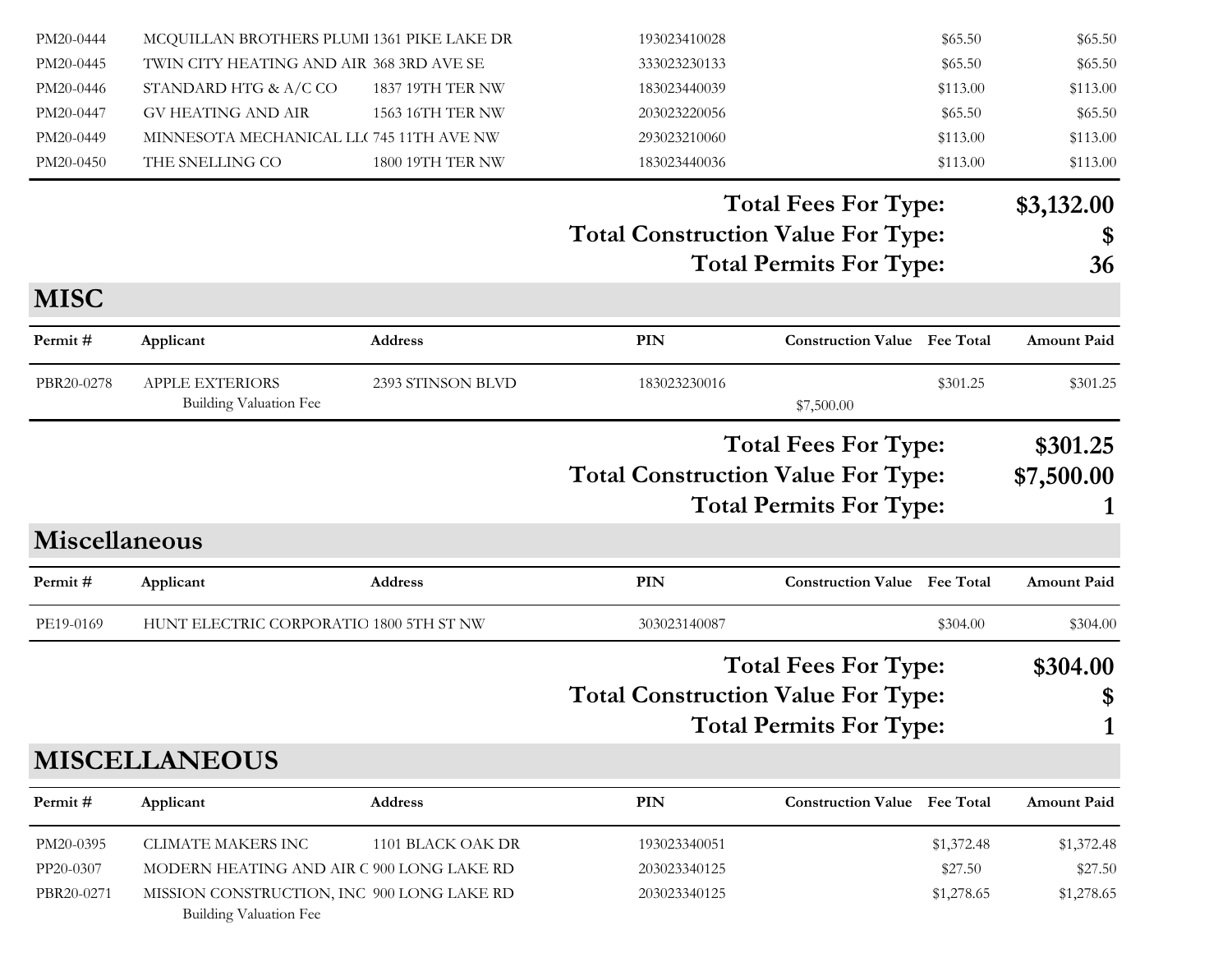| Permit # | Applicant | Address | PIN | Construction Value | Fee Total | Amount Paid |
|---|---|---|---|---|---|---|
| PM20-0444 | MCQUILLAN BROTHERS PLUMI | 1361 PIKE LAKE DR | 193023410028 | | $65.50 | $65.50 |
| PM20-0445 | TWIN CITY HEATING AND AIR | 368 3RD AVE SE | 333023230133 | | $65.50 | $65.50 |
| PM20-0446 | STANDARD HTG & A/C CO | 1837 19TH TER NW | 183023440039 | | $113.00 | $113.00 |
| PM20-0447 | GV HEATING AND AIR | 1563 16TH TER NW | 203023220056 | | $65.50 | $65.50 |
| PM20-0449 | MINNESOTA MECHANICAL LL( | 745 11TH AVE NW | 293023210060 | | $113.00 | $113.00 |
| PM20-0450 | THE SNELLING CO | 1800 19TH TER NW | 183023440036 | | $113.00 | $113.00 |

**Total Fees For Type: $3,132.00**
**Total Construction Value For Type: $**
**Total Permits For Type: 36**

## MISC

| Permit # | Applicant | Address | PIN | Construction Value | Fee Total | Amount Paid |
|---|---|---|---|---|---|---|
| PBR20-0278 | APPLE EXTERIORS<br>Building Valuation Fee | 2393 STINSON BLVD | 183023230016 | $7,500.00 | $301.25 | $301.25 |

**Total Fees For Type: $301.25**
**Total Construction Value For Type: $7,500.00**
**Total Permits For Type: 1**

## Miscellaneous

| Permit # | Applicant | Address | PIN | Construction Value | Fee Total | Amount Paid |
|---|---|---|---|---|---|---|
| PE19-0169 | HUNT ELECTRIC CORPORATIO | 1800 5TH ST NW | 303023140087 | | $304.00 | $304.00 |

**Total Fees For Type: $304.00**
**Total Construction Value For Type: $**
**Total Permits For Type: 1**

## MISCELLANEOUS

| Permit # | Applicant | Address | PIN | Construction Value | Fee Total | Amount Paid |
|---|---|---|---|---|---|---|
| PM20-0395 | CLIMATE MAKERS INC | 1101 BLACK OAK DR | 193023340051 | | $1,372.48 | $1,372.48 |
| PP20-0307 | MODERN HEATING AND AIR C | 900 LONG LAKE RD | 203023340125 | | $27.50 | $27.50 |
| PBR20-0271 | MISSION CONSTRUCTION, INC<br>Building Valuation Fee | 900 LONG LAKE RD | 203023340125 | | $1,278.65 | $1,278.65 |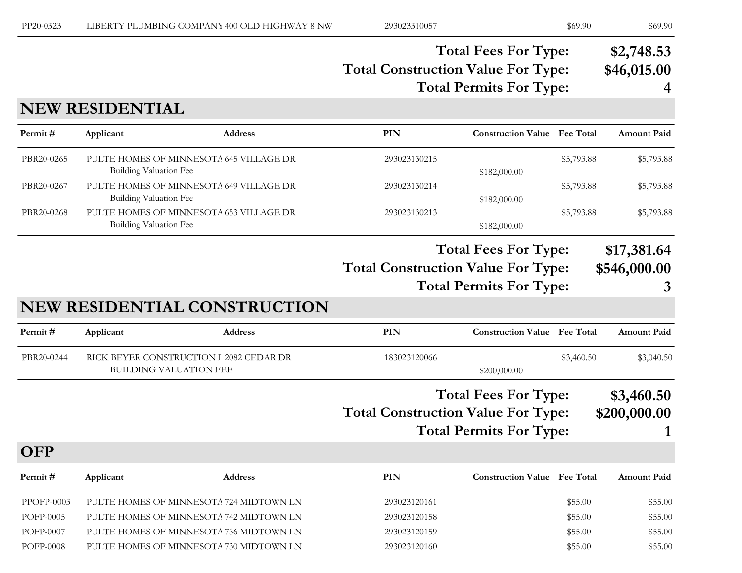| Permit # | Applicant | Address | PIN | Construction Value | Fee Total | Amount Paid |
|---|---|---|---|---|---|---|
| PP20-0323 | LIBERTY PLUMBING COMPANY | 400 OLD HIGHWAY 8 NW | 293023310057 | | $69.90 | $69.90 |

**Total Fees For Type:** **$2,748.53**

**Total Construction Value For Type:** **$46,015.00**

**Total Permits For Type:** **4**

## NEW RESIDENTIAL

| Permit # | Applicant | Address | PIN | Construction Value | Fee Total | Amount Paid |
|---|---|---|---|---|---|---|
| PBR20-0265 | PULTE HOMES OF MINNESOTA | 645 VILLAGE DR | 293023130215 | | $5,793.88 | $5,793.88 |
| | Building Valuation Fee | | | $182,000.00 | | |
| PBR20-0267 | PULTE HOMES OF MINNESOTA | 649 VILLAGE DR | 293023130214 | | $5,793.88 | $5,793.88 |
| | Building Valuation Fee | | | $182,000.00 | | |
| PBR20-0268 | PULTE HOMES OF MINNESOTA | 653 VILLAGE DR | 293023130213 | | $5,793.88 | $5,793.88 |
| | Building Valuation Fee | | | $182,000.00 | | |

**Total Fees For Type:** **$17,381.64**

**Total Construction Value For Type:** **$546,000.00**

**Total Permits For Type:** **3**

## NEW RESIDENTIAL CONSTRUCTION

| Permit # | Applicant | Address | PIN | Construction Value | Fee Total | Amount Paid |
|---|---|---|---|---|---|---|
| PBR20-0244 | RICK BEYER CONSTRUCTION I | 2082 CEDAR DR | 183023120066 | | $3,460.50 | $3,040.50 |
| | BUILDING VALUATION FEE | | | $200,000.00 | | |

**Total Fees For Type:** **$3,460.50**

**Total Construction Value For Type:** **$200,000.00**

**Total Permits For Type:** **1**

## OFP

| Permit # | Applicant | Address | PIN | Construction Value | Fee Total | Amount Paid |
|---|---|---|---|---|---|---|
| PPOFP-0003 | PULTE HOMES OF MINNESOTA | 724 MIDTOWN LN | 293023120161 | | $55.00 | $55.00 |
| POFP-0005 | PULTE HOMES OF MINNESOTA | 742 MIDTOWN LN | 293023120158 | | $55.00 | $55.00 |
| POFP-0007 | PULTE HOMES OF MINNESOTA | 736 MIDTOWN LN | 293023120159 | | $55.00 | $55.00 |
| POFP-0008 | PULTE HOMES OF MINNESOTA | 730 MIDTOWN LN | 293023120160 | | $55.00 | $55.00 |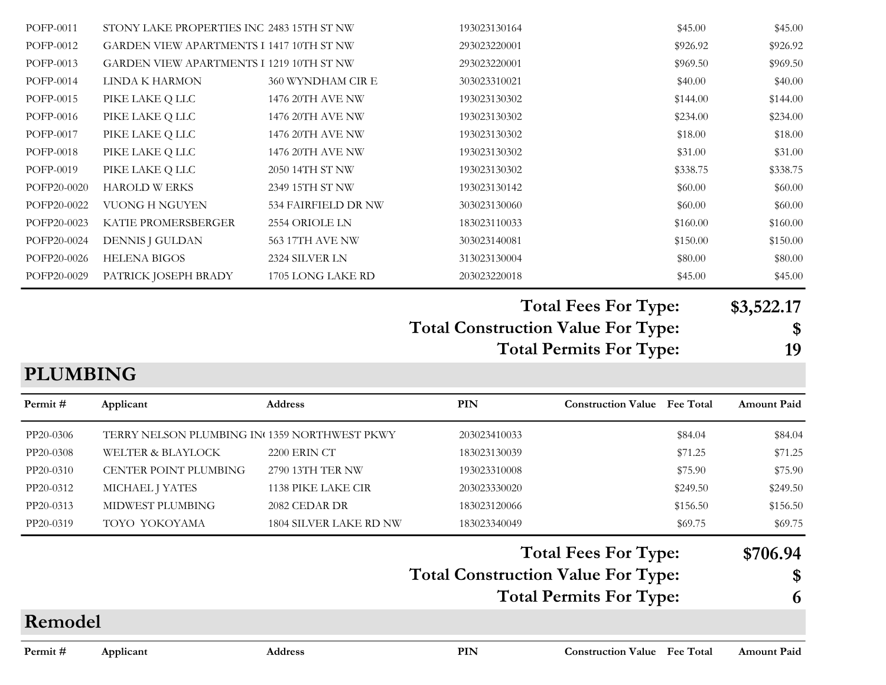| Permit # | Applicant | Address | PIN | Construction Value | Fee Total | Amount Paid |
|---|---|---|---|---|---|---|
| POFP-0011 | STONY LAKE PROPERTIES INC | 2483 15TH ST NW | 193023130164 | | $45.00 | $45.00 |
| POFP-0012 | GARDEN VIEW APARTMENTS I | 1417 10TH ST NW | 293023220001 | | $926.92 | $926.92 |
| POFP-0013 | GARDEN VIEW APARTMENTS I | 1219 10TH ST NW | 293023220001 | | $969.50 | $969.50 |
| POFP-0014 | LINDA K HARMON | 360 WYNDHAM CIR E | 303023310021 | | $40.00 | $40.00 |
| POFP-0015 | PIKE LAKE Q LLC | 1476 20TH AVE NW | 193023130302 | | $144.00 | $144.00 |
| POFP-0016 | PIKE LAKE Q LLC | 1476 20TH AVE NW | 193023130302 | | $234.00 | $234.00 |
| POFP-0017 | PIKE LAKE Q LLC | 1476 20TH AVE NW | 193023130302 | | $18.00 | $18.00 |
| POFP-0018 | PIKE LAKE Q LLC | 1476 20TH AVE NW | 193023130302 | | $31.00 | $31.00 |
| POFP-0019 | PIKE LAKE Q LLC | 2050 14TH ST NW | 193023130302 | | $338.75 | $338.75 |
| POFP20-0020 | HAROLD W ERKS | 2349 15TH ST NW | 193023130142 | | $60.00 | $60.00 |
| POFP20-0022 | VUONG H NGUYEN | 534 FAIRFIELD DR NW | 303023130060 | | $60.00 | $60.00 |
| POFP20-0023 | KATIE PROMERSBERGER | 2554 ORIOLE LN | 183023110033 | | $160.00 | $160.00 |
| POFP20-0024 | DENNIS J GULDAN | 563 17TH AVE NW | 303023140081 | | $150.00 | $150.00 |
| POFP20-0026 | HELENA BIGOS | 2324 SILVER LN | 313023130004 | | $80.00 | $80.00 |
| POFP20-0029 | PATRICK JOSEPH BRADY | 1705 LONG LAKE RD | 203023220018 | | $45.00 | $45.00 |

**Total Fees For Type: $3,522.17**
**Total Construction Value For Type: $**
**Total Permits For Type: 19**

## PLUMBING

| Permit # | Applicant | Address | PIN | Construction Value | Fee Total | Amount Paid |
|---|---|---|---|---|---|---|
| PP20-0306 | TERRY NELSON PLUMBING IN | 1359 NORTHWEST PKWY | 203023410033 | | $84.04 | $84.04 |
| PP20-0308 | WELTER & BLAYLOCK | 2200 ERIN CT | 183023130039 | | $71.25 | $71.25 |
| PP20-0310 | CENTER POINT PLUMBING | 2790 13TH TER NW | 193023310008 | | $75.90 | $75.90 |
| PP20-0312 | MICHAEL J YATES | 1138 PIKE LAKE CIR | 203023330020 | | $249.50 | $249.50 |
| PP20-0313 | MIDWEST PLUMBING | 2082 CEDAR DR | 183023120066 | | $156.50 | $156.50 |
| PP20-0319 | TOYO YOKOYAMA | 1804 SILVER LAKE RD NW | 183023340049 | | $69.75 | $69.75 |

**Total Fees For Type: $706.94**
**Total Construction Value For Type: $**
**Total Permits For Type: 6**

## Remodel

| Permit # | Applicant | Address | PIN | Construction Value | Fee Total | Amount Paid |
|---|---|---|---|---|---|---|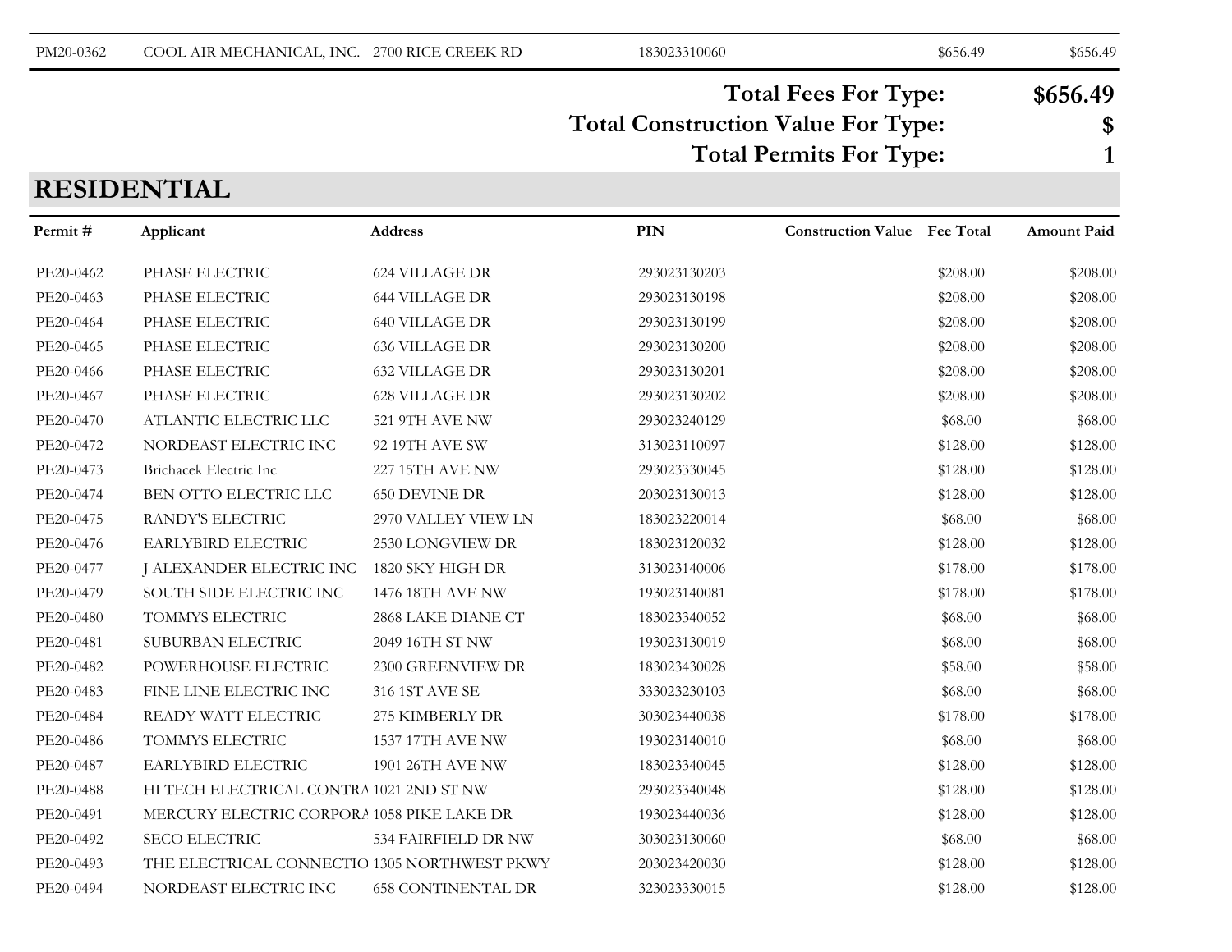| | | | | | | |
|---|---|---|---|---|---|---|
| PM20-0362 | COOL AIR MECHANICAL, INC. | 2700 RICE CREEK RD | 183023310060 | | $656.49 | $656.49 |

**Total Fees For Type:** **$656.49**

**Total Construction Value For Type:** **$**

**Total Permits For Type:** **1**

## RESIDENTIAL

| Permit # | Applicant | Address | PIN | Construction Value | Fee Total | Amount Paid |
|---|---|---|---|---|---|---|
| PE20-0462 | PHASE ELECTRIC | 624 VILLAGE DR | 293023130203 | | $208.00 | $208.00 |
| PE20-0463 | PHASE ELECTRIC | 644 VILLAGE DR | 293023130198 | | $208.00 | $208.00 |
| PE20-0464 | PHASE ELECTRIC | 640 VILLAGE DR | 293023130199 | | $208.00 | $208.00 |
| PE20-0465 | PHASE ELECTRIC | 636 VILLAGE DR | 293023130200 | | $208.00 | $208.00 |
| PE20-0466 | PHASE ELECTRIC | 632 VILLAGE DR | 293023130201 | | $208.00 | $208.00 |
| PE20-0467 | PHASE ELECTRIC | 628 VILLAGE DR | 293023130202 | | $208.00 | $208.00 |
| PE20-0470 | ATLANTIC ELECTRIC LLC | 521 9TH AVE NW | 293023240129 | | $68.00 | $68.00 |
| PE20-0472 | NORDEAST ELECTRIC INC | 92 19TH AVE SW | 313023110097 | | $128.00 | $128.00 |
| PE20-0473 | Brichacek Electric Inc | 227 15TH AVE NW | 293023330045 | | $128.00 | $128.00 |
| PE20-0474 | BEN OTTO ELECTRIC LLC | 650 DEVINE DR | 203023130013 | | $128.00 | $128.00 |
| PE20-0475 | RANDY'S ELECTRIC | 2970 VALLEY VIEW LN | 183023220014 | | $68.00 | $68.00 |
| PE20-0476 | EARLYBIRD ELECTRIC | 2530 LONGVIEW DR | 183023120032 | | $128.00 | $128.00 |
| PE20-0477 | J ALEXANDER ELECTRIC INC | 1820 SKY HIGH DR | 313023140006 | | $178.00 | $178.00 |
| PE20-0479 | SOUTH SIDE ELECTRIC INC | 1476 18TH AVE NW | 193023140081 | | $178.00 | $178.00 |
| PE20-0480 | TOMMYS ELECTRIC | 2868 LAKE DIANE CT | 183023340052 | | $68.00 | $68.00 |
| PE20-0481 | SUBURBAN ELECTRIC | 2049 16TH ST NW | 193023130019 | | $68.00 | $68.00 |
| PE20-0482 | POWERHOUSE ELECTRIC | 2300 GREENVIEW DR | 183023430028 | | $58.00 | $58.00 |
| PE20-0483 | FINE LINE ELECTRIC INC | 316 1ST AVE SE | 333023230103 | | $68.00 | $68.00 |
| PE20-0484 | READY WATT ELECTRIC | 275 KIMBERLY DR | 303023440038 | | $178.00 | $178.00 |
| PE20-0486 | TOMMYS ELECTRIC | 1537 17TH AVE NW | 193023140010 | | $68.00 | $68.00 |
| PE20-0487 | EARLYBIRD ELECTRIC | 1901 26TH AVE NW | 183023340045 | | $128.00 | $128.00 |
| PE20-0488 | HI TECH ELECTRICAL CONTRA | 1021 2ND ST NW | 293023340048 | | $128.00 | $128.00 |
| PE20-0491 | MERCURY ELECTRIC CORPORA | 1058 PIKE LAKE DR | 193023440036 | | $128.00 | $128.00 |
| PE20-0492 | SECO ELECTRIC | 534 FAIRFIELD DR NW | 303023130060 | | $68.00 | $68.00 |
| PE20-0493 | THE ELECTRICAL CONNECTIO | 1305 NORTHWEST PKWY | 203023420030 | | $128.00 | $128.00 |
| PE20-0494 | NORDEAST ELECTRIC INC | 658 CONTINENTAL DR | 323023330015 | | $128.00 | $128.00 |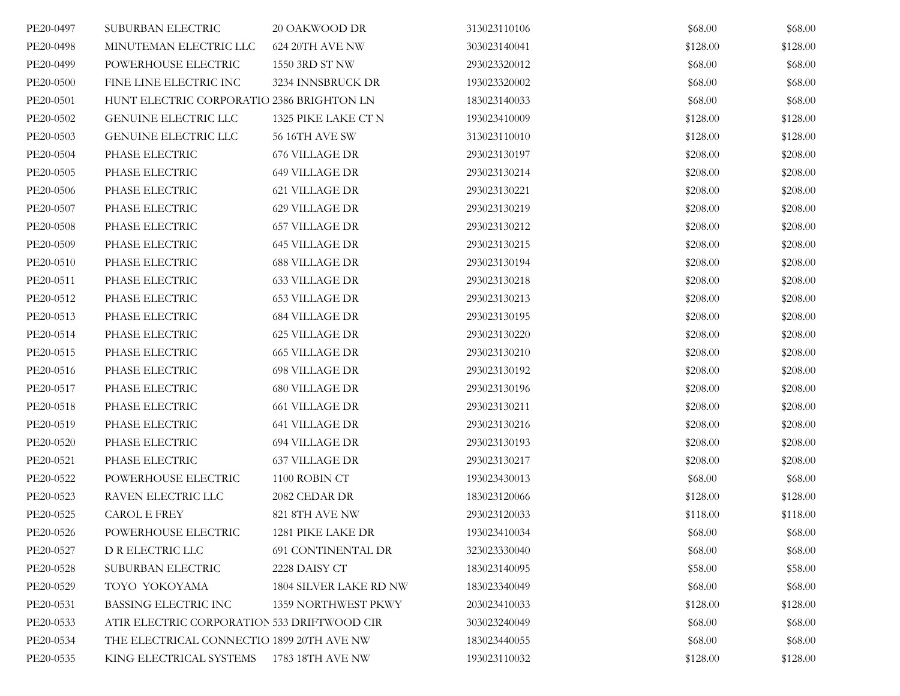| | | | | | |
|---|---|---|---|---|---|
| PE20-0497 | SUBURBAN ELECTRIC | 20 OAKWOOD DR | 313023110106 | $68.00 | $68.00 |
| PE20-0498 | MINUTEMAN ELECTRIC LLC | 624 20TH AVE NW | 303023140041 | $128.00 | $128.00 |
| PE20-0499 | POWERHOUSE ELECTRIC | 1550 3RD ST NW | 293023320012 | $68.00 | $68.00 |
| PE20-0500 | FINE LINE ELECTRIC INC | 3234 INNSBRUCK DR | 193023320002 | $68.00 | $68.00 |
| PE20-0501 | HUNT ELECTRIC CORPORATIO | 2386 BRIGHTON LN | 183023140033 | $68.00 | $68.00 |
| PE20-0502 | GENUINE ELECTRIC LLC | 1325 PIKE LAKE CT N | 193023410009 | $128.00 | $128.00 |
| PE20-0503 | GENUINE ELECTRIC LLC | 56 16TH AVE SW | 313023110010 | $128.00 | $128.00 |
| PE20-0504 | PHASE ELECTRIC | 676 VILLAGE DR | 293023130197 | $208.00 | $208.00 |
| PE20-0505 | PHASE ELECTRIC | 649 VILLAGE DR | 293023130214 | $208.00 | $208.00 |
| PE20-0506 | PHASE ELECTRIC | 621 VILLAGE DR | 293023130221 | $208.00 | $208.00 |
| PE20-0507 | PHASE ELECTRIC | 629 VILLAGE DR | 293023130219 | $208.00 | $208.00 |
| PE20-0508 | PHASE ELECTRIC | 657 VILLAGE DR | 293023130212 | $208.00 | $208.00 |
| PE20-0509 | PHASE ELECTRIC | 645 VILLAGE DR | 293023130215 | $208.00 | $208.00 |
| PE20-0510 | PHASE ELECTRIC | 688 VILLAGE DR | 293023130194 | $208.00 | $208.00 |
| PE20-0511 | PHASE ELECTRIC | 633 VILLAGE DR | 293023130218 | $208.00 | $208.00 |
| PE20-0512 | PHASE ELECTRIC | 653 VILLAGE DR | 293023130213 | $208.00 | $208.00 |
| PE20-0513 | PHASE ELECTRIC | 684 VILLAGE DR | 293023130195 | $208.00 | $208.00 |
| PE20-0514 | PHASE ELECTRIC | 625 VILLAGE DR | 293023130220 | $208.00 | $208.00 |
| PE20-0515 | PHASE ELECTRIC | 665 VILLAGE DR | 293023130210 | $208.00 | $208.00 |
| PE20-0516 | PHASE ELECTRIC | 698 VILLAGE DR | 293023130192 | $208.00 | $208.00 |
| PE20-0517 | PHASE ELECTRIC | 680 VILLAGE DR | 293023130196 | $208.00 | $208.00 |
| PE20-0518 | PHASE ELECTRIC | 661 VILLAGE DR | 293023130211 | $208.00 | $208.00 |
| PE20-0519 | PHASE ELECTRIC | 641 VILLAGE DR | 293023130216 | $208.00 | $208.00 |
| PE20-0520 | PHASE ELECTRIC | 694 VILLAGE DR | 293023130193 | $208.00 | $208.00 |
| PE20-0521 | PHASE ELECTRIC | 637 VILLAGE DR | 293023130217 | $208.00 | $208.00 |
| PE20-0522 | POWERHOUSE ELECTRIC | 1100 ROBIN CT | 193023430013 | $68.00 | $68.00 |
| PE20-0523 | RAVEN ELECTRIC LLC | 2082 CEDAR DR | 183023120066 | $128.00 | $128.00 |
| PE20-0525 | CAROL E FREY | 821 8TH AVE NW | 293023120033 | $118.00 | $118.00 |
| PE20-0526 | POWERHOUSE ELECTRIC | 1281 PIKE LAKE DR | 193023410034 | $68.00 | $68.00 |
| PE20-0527 | D R ELECTRIC LLC | 691 CONTINENTAL DR | 323023330040 | $68.00 | $68.00 |
| PE20-0528 | SUBURBAN ELECTRIC | 2228 DAISY CT | 183023140095 | $58.00 | $58.00 |
| PE20-0529 | TOYO YOKOYAMA | 1804 SILVER LAKE RD NW | 183023340049 | $68.00 | $68.00 |
| PE20-0531 | BASSING ELECTRIC INC | 1359 NORTHWEST PKWY | 203023410033 | $128.00 | $128.00 |
| PE20-0533 | ATIR ELECTRIC CORPORATION | 533 DRIFTWOOD CIR | 303023240049 | $68.00 | $68.00 |
| PE20-0534 | THE ELECTRICAL CONNECTIO | 1899 20TH AVE NW | 183023440055 | $68.00 | $68.00 |
| PE20-0535 | KING ELECTRICAL SYSTEMS | 1783 18TH AVE NW | 193023110032 | $128.00 | $128.00 |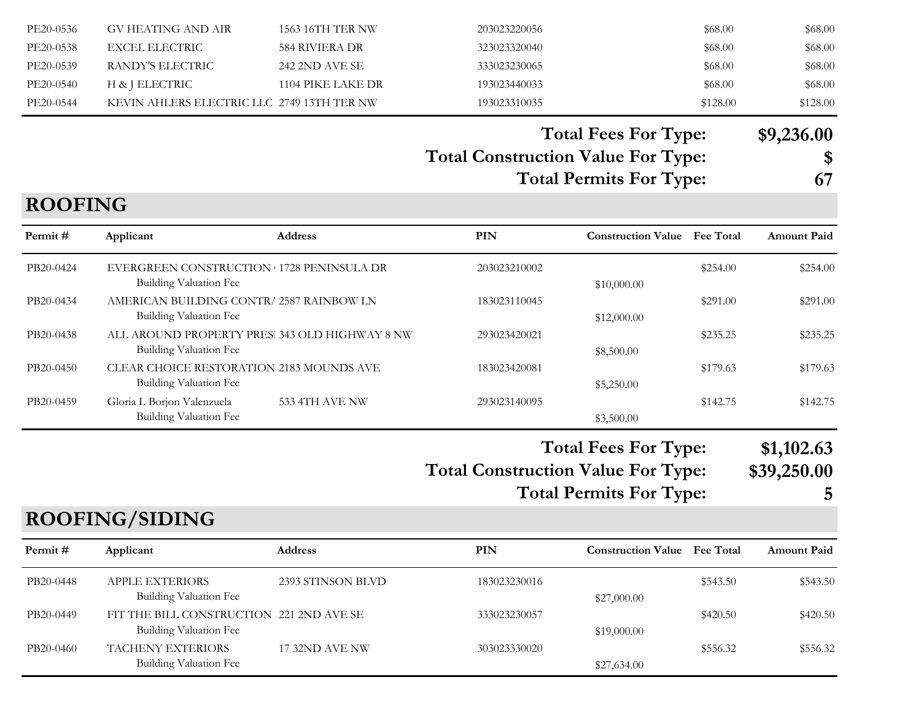| Permit # | Applicant | Address | PIN | Construction Value | Fee Total | Amount Paid |
|---|---|---|---|---|---|---|
| PE20-0536 | GV HEATING AND AIR | 1563 16TH TER NW | 203023220056 | | $68.00 | $68.00 |
| PE20-0538 | EXCEL ELECTRIC | 584 RIVIERA DR | 323023320040 | | $68.00 | $68.00 |
| PE20-0539 | RANDY'S ELECTRIC | 242 2ND AVE SE | 333023230065 | | $68.00 | $68.00 |
| PE20-0540 | H & J ELECTRIC | 1104 PIKE LAKE DR | 193023440033 | | $68.00 | $68.00 |
| PE20-0544 | KEVIN AHLERS ELECTRIC LLC | 2749 13TH TER NW | 193023310035 | | $128.00 | $128.00 |

**Total Fees For Type: $9,236.00**
**Total Construction Value For Type: $**
**Total Permits For Type: 67**

## ROOFING

| Permit # | Applicant | Address | PIN | Construction Value | Fee Total | Amount Paid |
|---|---|---|---|---|---|---|
| PB20-0424 | EVERGREEN CONSTRUCTION | 1728 PENINSULA DR | 203023210002 | | $254.00 | $254.00 |
| | Building Valuation Fee | | | $10,000.00 | | |
| PB20-0434 | AMERICAN BUILDING CONTR. | 2587 RAINBOW LN | 183023110045 | | $291.00 | $291.00 |
| | Building Valuation Fee | | | $12,000.00 | | |
| PB20-0438 | ALL AROUND PROPERTY PRES | 343 OLD HIGHWAY 8 NW | 293023420021 | | $235.25 | $235.25 |
| | Building Valuation Fee | | | $8,500.00 | | |
| PB20-0450 | CLEAR CHOICE RESTORATION | 2183 MOUNDS AVE | 183023420081 | | $179.63 | $179.63 |
| | Building Valuation Fee | | | $5,250.00 | | |
| PB20-0459 | Gloria L Borjon Valenzuela | 533 4TH AVE NW | 293023140095 | | $142.75 | $142.75 |
| | Building Valuation Fee | | | $3,500.00 | | |

**Total Fees For Type: $1,102.63**
**Total Construction Value For Type: $39,250.00**
**Total Permits For Type: 5**

## ROOFING/SIDING

| Permit # | Applicant | Address | PIN | Construction Value | Fee Total | Amount Paid |
|---|---|---|---|---|---|---|
| PB20-0448 | APPLE EXTERIORS | 2393 STINSON BLVD | 183023230016 | | $543.50 | $543.50 |
| | Building Valuation Fee | | | $27,000.00 | | |
| PB20-0449 | FIT THE BILL CONSTRUCTION | 221 2ND AVE SE | 333023230057 | | $420.50 | $420.50 |
| | Building Valuation Fee | | | $19,000.00 | | |
| PB20-0460 | TACHENY EXTERIORS | 17 32ND AVE NW | 303023330020 | | $556.32 | $556.32 |
| | Building Valuation Fee | | | $27,634.00 | | |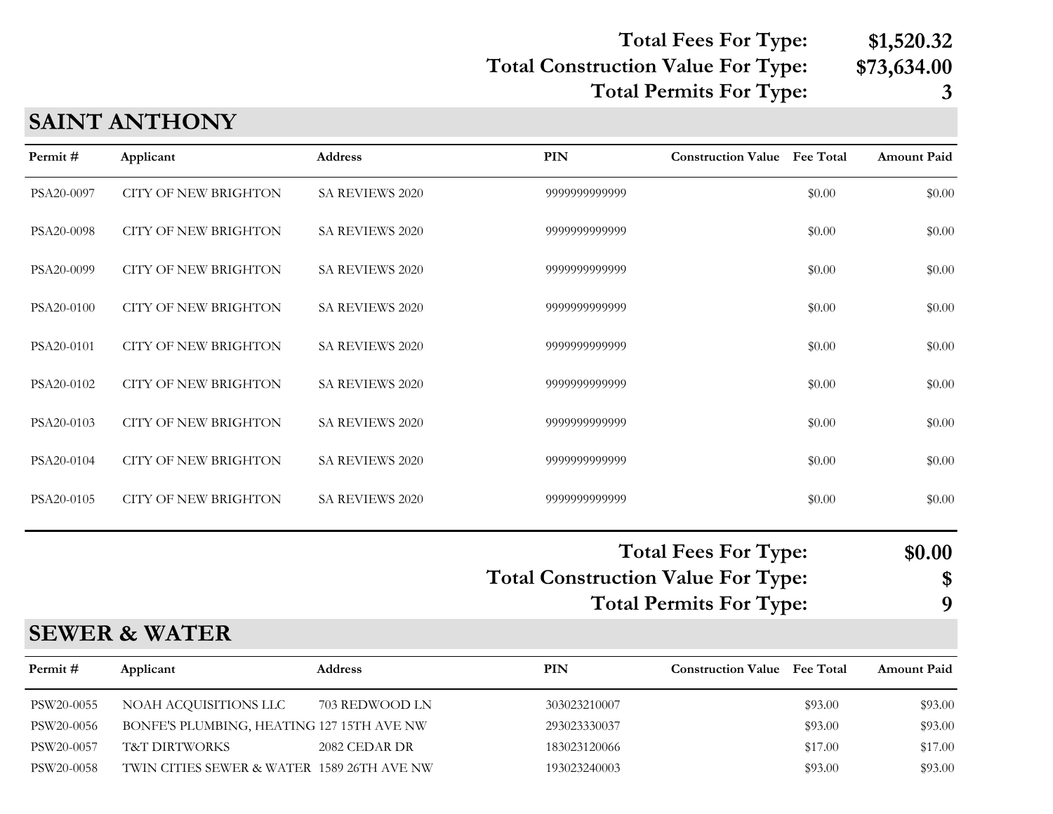**Total Fees For Type: $1,520.32**
**Total Construction Value For Type: $73,634.00**
**Total Permits For Type: 3**

## SAINT ANTHONY

| Permit # | Applicant | Address | PIN | Construction Value | Fee Total | Amount Paid |
|---|---|---|---|---|---|---|
| PSA20-0097 | CITY OF NEW BRIGHTON | SA REVIEWS 2020 | 9999999999999 | | $0.00 | $0.00 |
| PSA20-0098 | CITY OF NEW BRIGHTON | SA REVIEWS 2020 | 9999999999999 | | $0.00 | $0.00 |
| PSA20-0099 | CITY OF NEW BRIGHTON | SA REVIEWS 2020 | 9999999999999 | | $0.00 | $0.00 |
| PSA20-0100 | CITY OF NEW BRIGHTON | SA REVIEWS 2020 | 9999999999999 | | $0.00 | $0.00 |
| PSA20-0101 | CITY OF NEW BRIGHTON | SA REVIEWS 2020 | 9999999999999 | | $0.00 | $0.00 |
| PSA20-0102 | CITY OF NEW BRIGHTON | SA REVIEWS 2020 | 9999999999999 | | $0.00 | $0.00 |
| PSA20-0103 | CITY OF NEW BRIGHTON | SA REVIEWS 2020 | 9999999999999 | | $0.00 | $0.00 |
| PSA20-0104 | CITY OF NEW BRIGHTON | SA REVIEWS 2020 | 9999999999999 | | $0.00 | $0.00 |
| PSA20-0105 | CITY OF NEW BRIGHTON | SA REVIEWS 2020 | 9999999999999 | | $0.00 | $0.00 |

**Total Fees For Type: $0.00**
**Total Construction Value For Type: $**
**Total Permits For Type: 9**

## SEWER & WATER

| Permit # | Applicant | Address | PIN | Construction Value | Fee Total | Amount Paid |
|---|---|---|---|---|---|---|
| PSW20-0055 | NOAH ACQUISITIONS LLC | 703 REDWOOD LN | 303023210007 | | $93.00 | $93.00 |
| PSW20-0056 | BONFE'S PLUMBING, HEATING | 127 15TH AVE NW | 293023330037 | | $93.00 | $93.00 |
| PSW20-0057 | T&T DIRTWORKS | 2082 CEDAR DR | 183023120066 | | $17.00 | $17.00 |
| PSW20-0058 | TWIN CITIES SEWER & WATER | 1589 26TH AVE NW | 193023240003 | | $93.00 | $93.00 |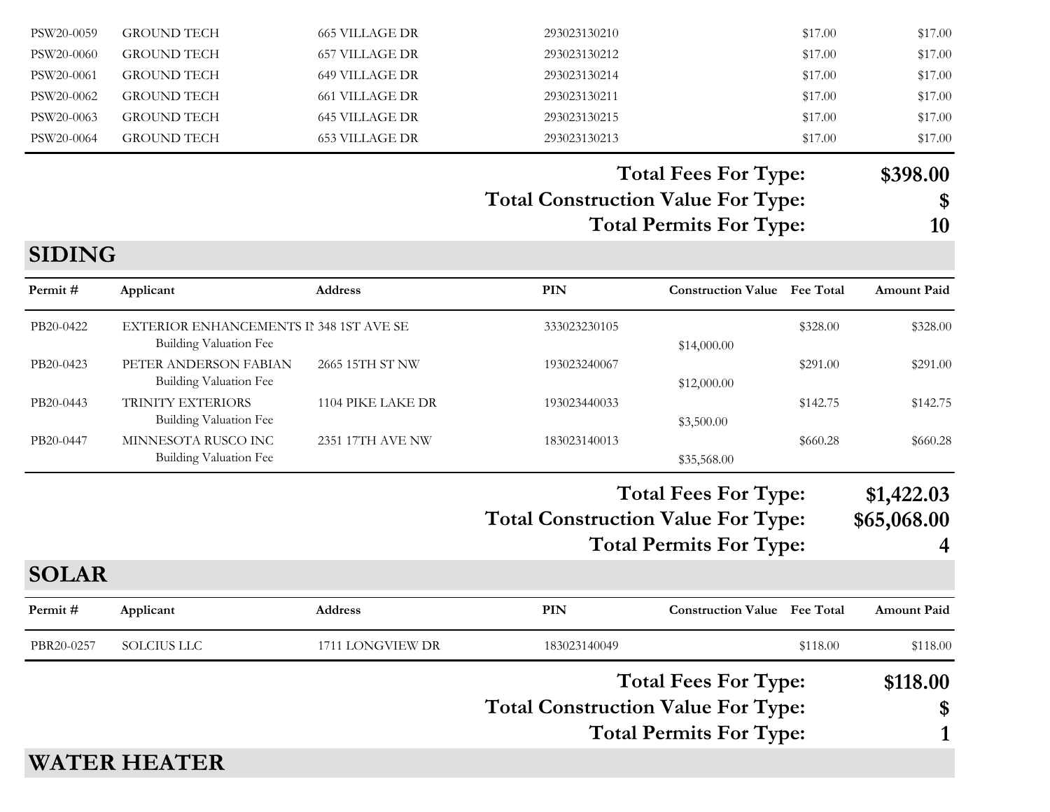| Permit # | Applicant | Address | PIN | Construction Value | Fee Total | Amount Paid |
|---|---|---|---|---|---|---|
| PSW20-0059 | GROUND TECH | 665 VILLAGE DR | 293023130210 | | $17.00 | $17.00 |
| PSW20-0060 | GROUND TECH | 657 VILLAGE DR | 293023130212 | | $17.00 | $17.00 |
| PSW20-0061 | GROUND TECH | 649 VILLAGE DR | 293023130214 | | $17.00 | $17.00 |
| PSW20-0062 | GROUND TECH | 661 VILLAGE DR | 293023130211 | | $17.00 | $17.00 |
| PSW20-0063 | GROUND TECH | 645 VILLAGE DR | 293023130215 | | $17.00 | $17.00 |
| PSW20-0064 | GROUND TECH | 653 VILLAGE DR | 293023130213 | | $17.00 | $17.00 |

**Total Fees For Type:** $398.00
**Total Construction Value For Type:** $
**Total Permits For Type:** 10

## SIDING

| Permit # | Applicant | Address | PIN | Construction Value | Fee Total | Amount Paid |
|---|---|---|---|---|---|---|
| PB20-0422 | EXTERIOR ENHANCEMENTS IN | 348 1ST AVE SE | 333023230105 | | $328.00 | $328.00 |
| | Building Valuation Fee | | | $14,000.00 | | |
| PB20-0423 | PETER ANDERSON FABIAN | 2665 15TH ST NW | 193023240067 | | $291.00 | $291.00 |
| | Building Valuation Fee | | | $12,000.00 | | |
| PB20-0443 | TRINITY EXTERIORS | 1104 PIKE LAKE DR | 193023440033 | | $142.75 | $142.75 |
| | Building Valuation Fee | | | $3,500.00 | | |
| PB20-0447 | MINNESOTA RUSCO INC | 2351 17TH AVE NW | 183023140013 | | $660.28 | $660.28 |
| | Building Valuation Fee | | | $35,568.00 | | |

**Total Fees For Type:** $1,422.03
**Total Construction Value For Type:** $65,068.00
**Total Permits For Type:** 4

## SOLAR

| Permit # | Applicant | Address | PIN | Construction Value | Fee Total | Amount Paid |
|---|---|---|---|---|---|---|
| PBR20-0257 | SOLCIUS LLC | 1711 LONGVIEW DR | 183023140049 | | $118.00 | $118.00 |

**Total Fees For Type:** $118.00
**Total Construction Value For Type:** $
**Total Permits For Type:** 1

## WATER HEATER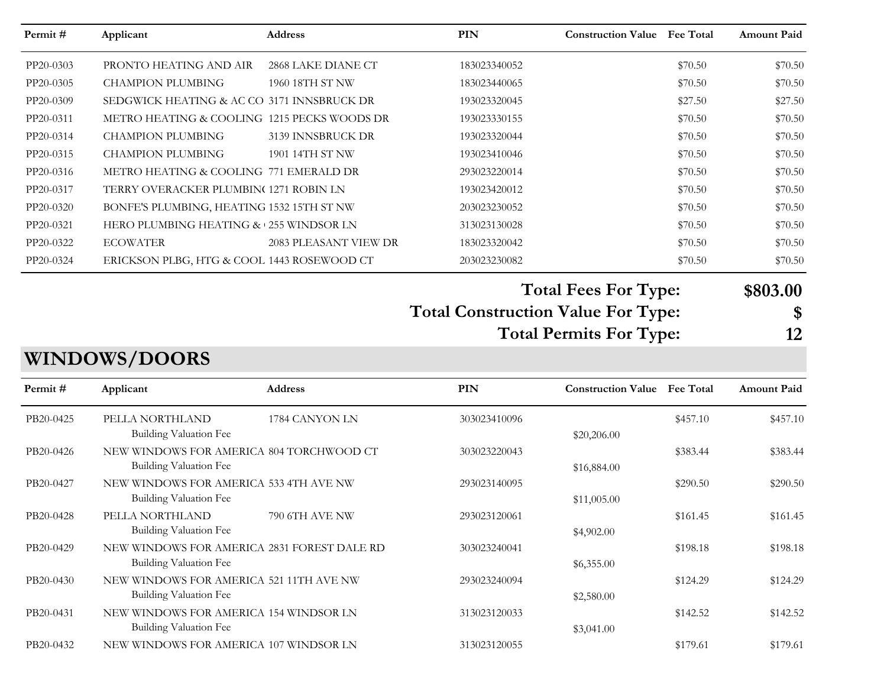| Permit # | Applicant | Address | PIN | Construction Value | Fee Total | Amount Paid |
|---|---|---|---|---|---|---|
| PP20-0303 | PRONTO HEATING AND AIR | 2868 LAKE DIANE CT | 183023340052 | | $70.50 | $70.50 |
| PP20-0305 | CHAMPION PLUMBING | 1960 18TH ST NW | 183023440065 | | $70.50 | $70.50 |
| PP20-0309 | SEDGWICK HEATING & AC CO | 3171 INNSBRUCK DR | 193023320045 | | $27.50 | $27.50 |
| PP20-0311 | METRO HEATING & COOLING | 1215 PECKS WOODS DR | 193023330155 | | $70.50 | $70.50 |
| PP20-0314 | CHAMPION PLUMBING | 3139 INNSBRUCK DR | 193023320044 | | $70.50 | $70.50 |
| PP20-0315 | CHAMPION PLUMBING | 1901 14TH ST NW | 193023410046 | | $70.50 | $70.50 |
| PP20-0316 | METRO HEATING & COOLING | 771 EMERALD DR | 293023220014 | | $70.50 | $70.50 |
| PP20-0317 | TERRY OVERACKER PLUMBIN( | 1271 ROBIN LN | 193023420012 | | $70.50 | $70.50 |
| PP20-0320 | BONFE'S PLUMBING, HEATING | 1532 15TH ST NW | 203023230052 | | $70.50 | $70.50 |
| PP20-0321 | HERO PLUMBING HEATING & ( | 255 WINDSOR LN | 313023130028 | | $70.50 | $70.50 |
| PP20-0322 | ECOWATER | 2083 PLEASANT VIEW DR | 183023320042 | | $70.50 | $70.50 |
| PP20-0324 | ERICKSON PLBG, HTG & COOL | 1443 ROSEWOOD CT | 203023230082 | | $70.50 | $70.50 |

**Total Fees For Type: $803.00**

**Total Construction Value For Type: $**

**Total Permits For Type: 12**

## WINDOWS/DOORS

| Permit # | Applicant | Address | PIN | Construction Value | Fee Total | Amount Paid |
|---|---|---|---|---|---|---|
| PB20-0425 | PELLA NORTHLAND | 1784 CANYON LN | 303023410096 | | $457.10 | $457.10 |
| | Building Valuation Fee | | | $20,206.00 | | |
| PB20-0426 | NEW WINDOWS FOR AMERICA | 804 TORCHWOOD CT | 303023220043 | | $383.44 | $383.44 |
| | Building Valuation Fee | | | $16,884.00 | | |
| PB20-0427 | NEW WINDOWS FOR AMERICA | 533 4TH AVE NW | 293023140095 | | $290.50 | $290.50 |
| | Building Valuation Fee | | | $11,005.00 | | |
| PB20-0428 | PELLA NORTHLAND | 790 6TH AVE NW | 293023120061 | | $161.45 | $161.45 |
| | Building Valuation Fee | | | $4,902.00 | | |
| PB20-0429 | NEW WINDOWS FOR AMERICA | 2831 FOREST DALE RD | 303023240041 | | $198.18 | $198.18 |
| | Building Valuation Fee | | | $6,355.00 | | |
| PB20-0430 | NEW WINDOWS FOR AMERICA | 521 11TH AVE NW | 293023240094 | | $124.29 | $124.29 |
| | Building Valuation Fee | | | $2,580.00 | | |
| PB20-0431 | NEW WINDOWS FOR AMERICA | 154 WINDSOR LN | 313023120033 | | $142.52 | $142.52 |
| | Building Valuation Fee | | | $3,041.00 | | |
| PB20-0432 | NEW WINDOWS FOR AMERICA | 107 WINDSOR LN | 313023120055 | | $179.61 | $179.61 |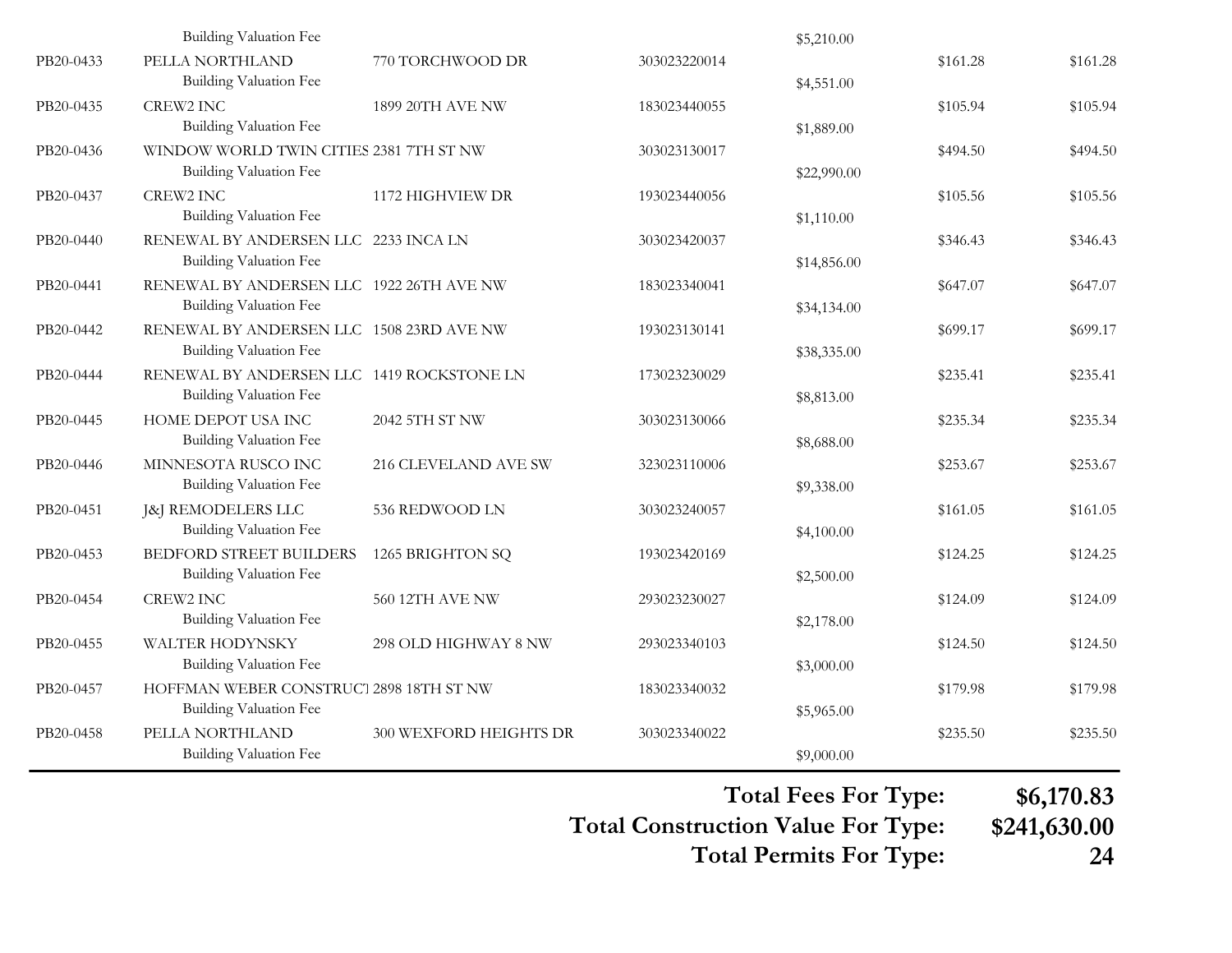| | | | | | | |
|---|---|---|---|---|---|---|
| | Building Valuation Fee | | | $5,210.00 | | |
| PB20-0433 | PELLA NORTHLAND | 770 TORCHWOOD DR | 303023220014 | | $161.28 | $161.28 |
| | Building Valuation Fee | | | $4,551.00 | | |
| PB20-0435 | CREW2 INC | 1899 20TH AVE NW | 183023440055 | | $105.94 | $105.94 |
| | Building Valuation Fee | | | $1,889.00 | | |
| PB20-0436 | WINDOW WORLD TWIN CITIES | 2381 7TH ST NW | 303023130017 | | $494.50 | $494.50 |
| | Building Valuation Fee | | | $22,990.00 | | |
| PB20-0437 | CREW2 INC | 1172 HIGHVIEW DR | 193023440056 | | $105.56 | $105.56 |
| | Building Valuation Fee | | | $1,110.00 | | |
| PB20-0440 | RENEWAL BY ANDERSEN LLC | 2233 INCA LN | 303023420037 | | $346.43 | $346.43 |
| | Building Valuation Fee | | | $14,856.00 | | |
| PB20-0441 | RENEWAL BY ANDERSEN LLC | 1922 26TH AVE NW | 183023340041 | | $647.07 | $647.07 |
| | Building Valuation Fee | | | $34,134.00 | | |
| PB20-0442 | RENEWAL BY ANDERSEN LLC | 1508 23RD AVE NW | 193023130141 | | $699.17 | $699.17 |
| | Building Valuation Fee | | | $38,335.00 | | |
| PB20-0444 | RENEWAL BY ANDERSEN LLC | 1419 ROCKSTONE LN | 173023230029 | | $235.41 | $235.41 |
| | Building Valuation Fee | | | $8,813.00 | | |
| PB20-0445 | HOME DEPOT USA INC | 2042 5TH ST NW | 303023130066 | | $235.34 | $235.34 |
| | Building Valuation Fee | | | $8,688.00 | | |
| PB20-0446 | MINNESOTA RUSCO INC | 216 CLEVELAND AVE SW | 323023110006 | | $253.67 | $253.67 |
| | Building Valuation Fee | | | $9,338.00 | | |
| PB20-0451 | J&J REMODELERS LLC | 536 REDWOOD LN | 303023240057 | | $161.05 | $161.05 |
| | Building Valuation Fee | | | $4,100.00 | | |
| PB20-0453 | BEDFORD STREET BUILDERS | 1265 BRIGHTON SQ | 193023420169 | | $124.25 | $124.25 |
| | Building Valuation Fee | | | $2,500.00 | | |
| PB20-0454 | CREW2 INC | 560 12TH AVE NW | 293023230027 | | $124.09 | $124.09 |
| | Building Valuation Fee | | | $2,178.00 | | |
| PB20-0455 | WALTER HODYNSKY | 298 OLD HIGHWAY 8 NW | 293023340103 | | $124.50 | $124.50 |
| | Building Valuation Fee | | | $3,000.00 | | |
| PB20-0457 | HOFFMAN WEBER CONSTRUCT | 2898 18TH ST NW | 183023340032 | | $179.98 | $179.98 |
| | Building Valuation Fee | | | $5,965.00 | | |
| PB20-0458 | PELLA NORTHLAND | 300 WEXFORD HEIGHTS DR | 303023340022 | | $235.50 | $235.50 |
| | Building Valuation Fee | | | $9,000.00 | | |

**Total Fees For Type: $6,170.83**

**Total Construction Value For Type: $241,630.00**

**Total Permits For Type: 24**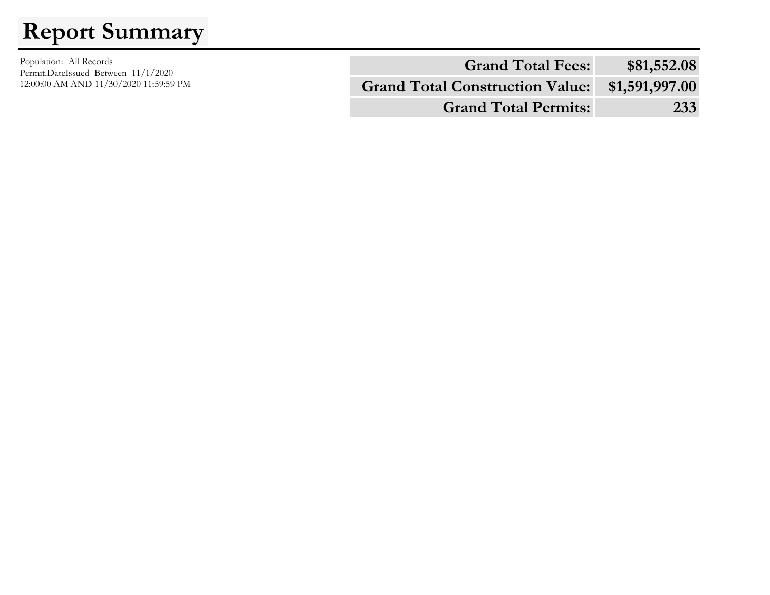# Report Summary

Population: All Records
Permit.DateIssued Between 11/1/2020 12:00:00 AM AND 11/30/2020 11:59:59 PM

| | |
|---|---|
| **Grand Total Fees:** | **$81,552.08** |
| **Grand Total Construction Value:** | **$1,591,997.00** |
| **Grand Total Permits:** | **233** |